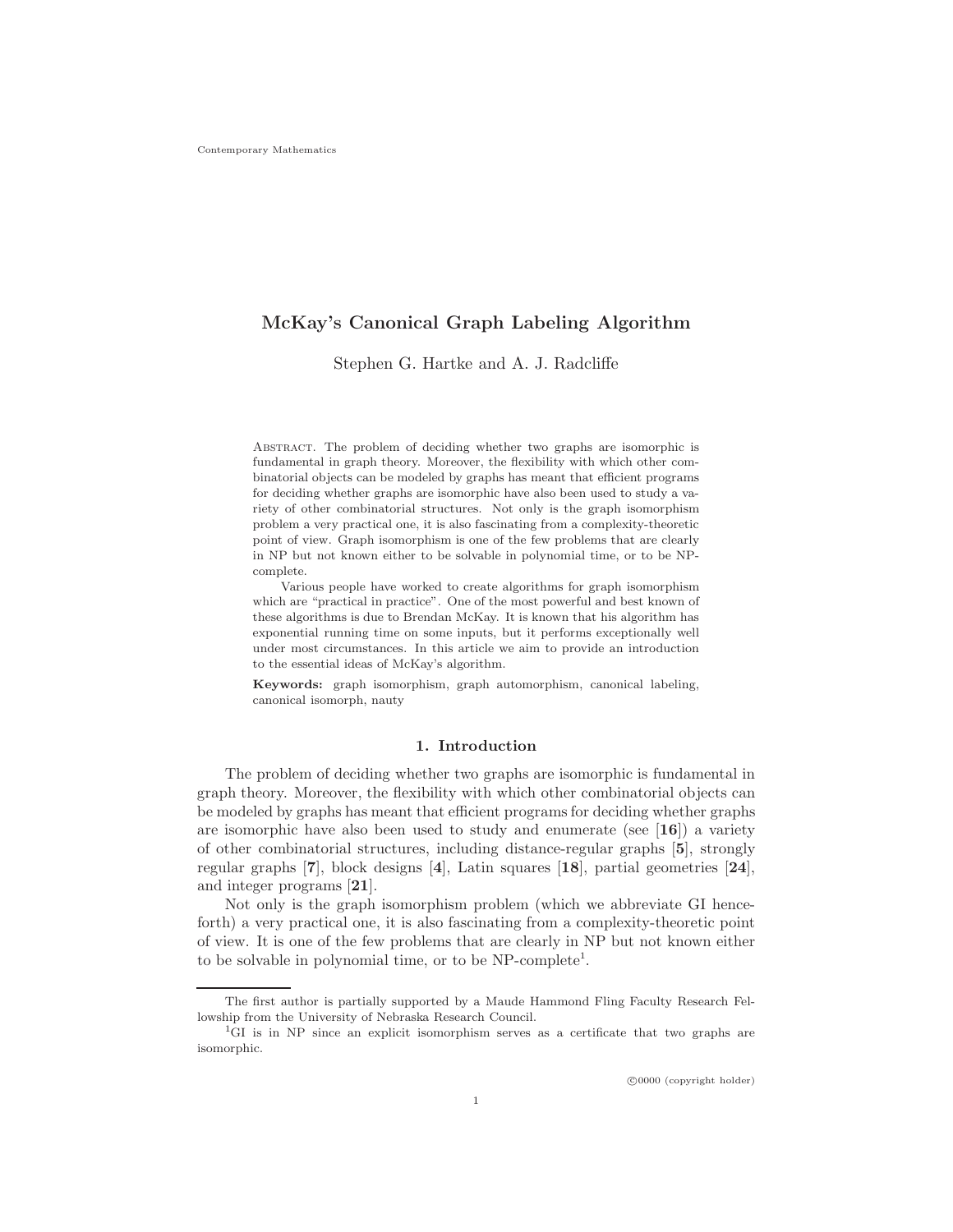Contemporary Mathematics

# McKay's Canonical Graph Labeling Algorithm

Stephen G. Hartke and A. J. Radcliffe

Abstract. The problem of deciding whether two graphs are isomorphic is fundamental in graph theory. Moreover, the flexibility with which other combinatorial objects can be modeled by graphs has meant that efficient programs for deciding whether graphs are isomorphic have also been used to study a variety of other combinatorial structures. Not only is the graph isomorphism problem a very practical one, it is also fascinating from a complexity-theoretic point of view. Graph isomorphism is one of the few problems that are clearly in NP but not known either to be solvable in polynomial time, or to be NP-complete.

Various people have worked to create algorithms for graph isomorphism which are "practical in practice". One of the most powerful and best known of these algorithms is due to Brendan McKay. It is known that his algorithm has exponential running time on some inputs, but it performs exceptionally well under most circumstances. In this article we aim to provide an introduction to the essential ideas of McKay's algorithm.

**Keywords:** graph isomorphism, graph automorphism, canonical labeling, canonical isomorph, nauty

## 1. Introduction

The problem of deciding whether two graphs are isomorphic is fundamental in graph theory. Moreover, the flexibility with which other combinatorial objects can be modeled by graphs has meant that efficient programs for deciding whether graphs are isomorphic have also been used to study and enumerate (see [**16**]) a variety of other combinatorial structures, including distance-regular graphs [**5**], strongly regular graphs [**7**], block designs [**4**], Latin squares [**18**], partial geometries [**24**], and integer programs [**21**].

Not only is the graph isomorphism problem (which we abbreviate GI henceforth) a very practical one, it is also fascinating from a complexity-theoretic point of view. It is one of the few problems that are clearly in NP but not known either to be solvable in polynomial time, or to be NP-complete[1].

The first author is partially supported by a Maude Hammond Fling Faculty Research Fellowship from the University of Nebraska Research Council.

[1] GI is in NP since an explicit isomorphism serves as a certificate that two graphs are isomorphic.

©0000 (copyright holder)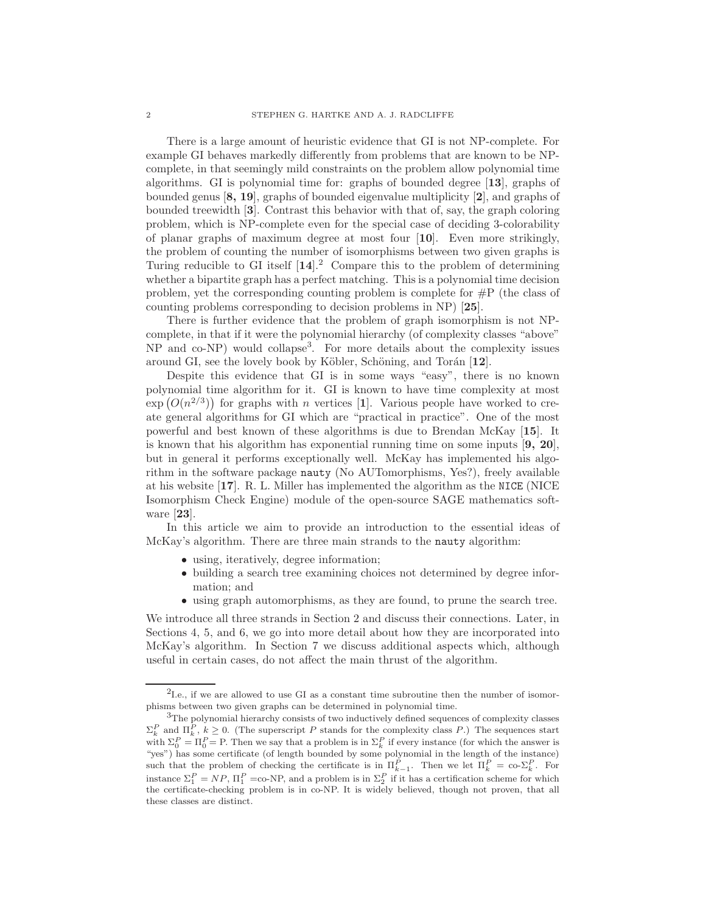There is a large amount of heuristic evidence that GI is not NP-complete. For example GI behaves markedly differently from problems that are known to be NP-complete, in that seemingly mild constraints on the problem allow polynomial time algorithms. GI is polynomial time for: graphs of bounded degree [**13**], graphs of bounded genus [**8, 19**], graphs of bounded eigenvalue multiplicity [**2**], and graphs of bounded treewidth [**3**]. Contrast this behavior with that of, say, the graph coloring problem, which is NP-complete even for the special case of deciding 3-colorability of planar graphs of maximum degree at most four [**10**]. Even more strikingly, the problem of counting the number of isomorphisms between two given graphs is Turing reducible to GI itself [**14**].[2] Compare this to the problem of determining whether a bipartite graph has a perfect matching. This is a polynomial time decision problem, yet the corresponding counting problem is complete for #P (the class of counting problems corresponding to decision problems in NP) [**25**].

There is further evidence that the problem of graph isomorphism is not NP-complete, in that if it were the polynomial hierarchy (of complexity classes "above" NP and co-NP) would collapse[3]. For more details about the complexity issues around GI, see the lovely book by Köbler, Schöning, and Torán [**12**].

Despite this evidence that GI is in some ways "easy", there is no known polynomial time algorithm for it. GI is known to have time complexity at most $\exp\left(O(n^{2/3})\right)$ for graphs with $n$ vertices [**1**]. Various people have worked to create general algorithms for GI which are "practical in practice". One of the most powerful and best known of these algorithms is due to Brendan McKay [**15**]. It is known that his algorithm has exponential running time on some inputs [**9, 20**], but in general it performs exceptionally well. McKay has implemented his algorithm in the software package `nauty` (No AUTomorphisms, Yes?), freely available at his website [**17**]. R. L. Miller has implemented the algorithm as the `NICE` (NICE Isomorphism Check Engine) module of the open-source SAGE mathematics software [**23**].

In this article we aim to provide an introduction to the essential ideas of McKay's algorithm. There are three main strands to the `nauty` algorithm:

- using, iteratively, degree information;
- building a search tree examining choices not determined by degree information; and
- using graph automorphisms, as they are found, to prune the search tree.

We introduce all three strands in Section 2 and discuss their connections. Later, in Sections 4, 5, and 6, we go into more detail about how they are incorporated into McKay's algorithm. In Section 7 we discuss additional aspects which, although useful in certain cases, do not affect the main thrust of the algorithm.

---

[2] I.e., if we are allowed to use GI as a constant time subroutine then the number of isomorphisms between two given graphs can be determined in polynomial time.

[3] The polynomial hierarchy consists of two inductively defined sequences of complexity classes $\Sigma_k^P$ and $\Pi_k^P$, $k \geq 0$. (The superscript $P$ stands for the complexity class $P$.) The sequences start with $\Sigma_0^P = \Pi_0^P =$ P. Then we say that a problem is in $\Sigma_k^P$ if every instance (for which the answer is "yes") has some certificate (of length bounded by some polynomial in the length of the instance) such that the problem of checking the certificate is in $\Pi_{k-1}^P$. Then we let $\Pi_k^P =$ co-$\Sigma_k^P$. For instance $\Sigma_1^P = NP$, $\Pi_1^P =$co-NP, and a problem is in $\Sigma_2^P$ if it has a certification scheme for which the certificate-checking problem is in co-NP. It is widely believed, though not proven, that all these classes are distinct.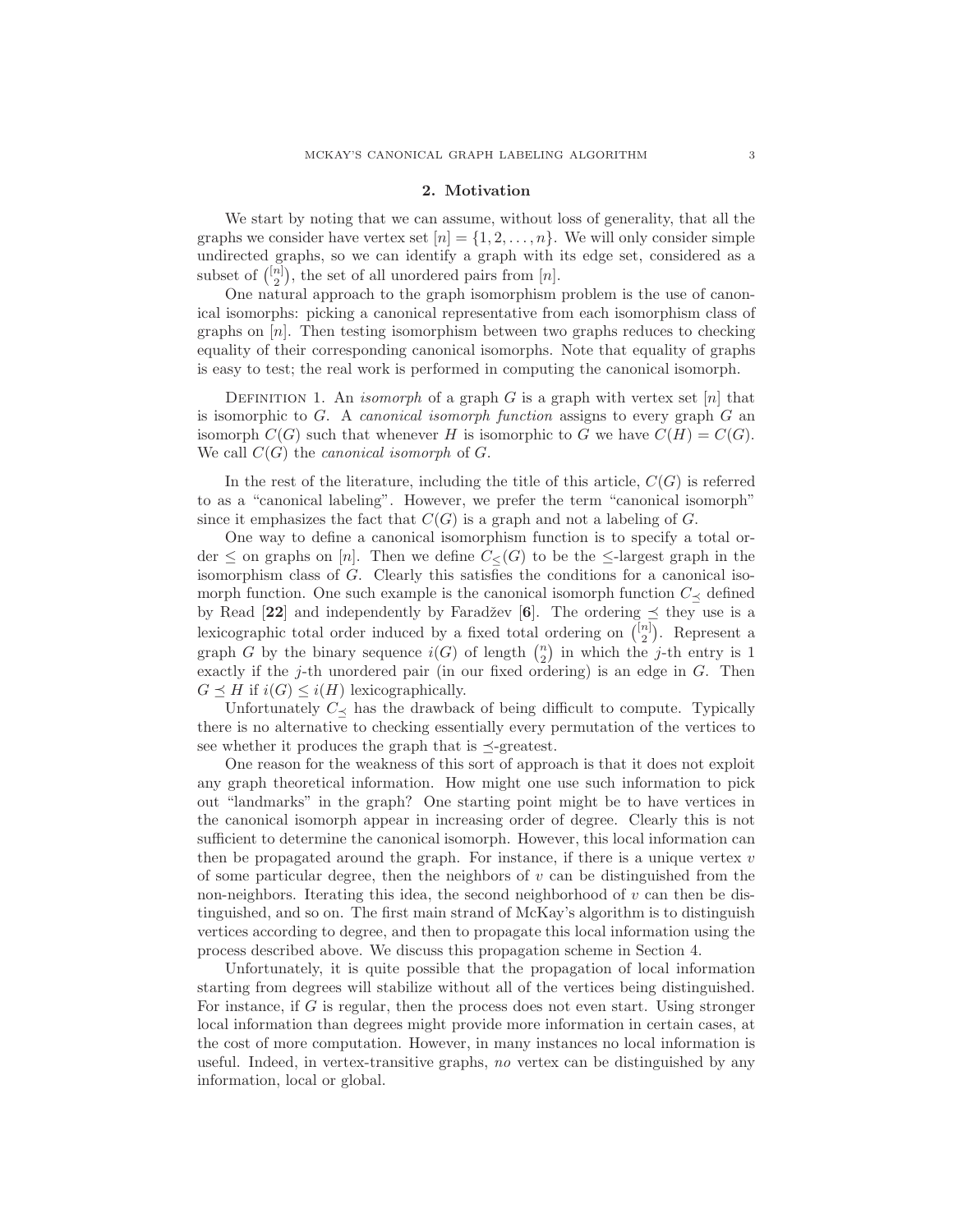## 2. Motivation

We start by noting that we can assume, without loss of generality, that all the graphs we consider have vertex set $[n] = \{1, 2, \ldots, n\}$. We will only consider simple undirected graphs, so we can identify a graph with its edge set, considered as a subset of $\binom{[n]}{2}$, the set of all unordered pairs from $[n]$.

One natural approach to the graph isomorphism problem is the use of canonical isomorphs: picking a canonical representative from each isomorphism class of graphs on $[n]$. Then testing isomorphism between two graphs reduces to checking equality of their corresponding canonical isomorphs. Note that equality of graphs is easy to test; the real work is performed in computing the canonical isomorph.

Definition 1. An *isomorph* of a graph $G$ is a graph with vertex set $[n]$ that is isomorphic to $G$. A *canonical isomorph function* assigns to every graph $G$ an isomorph $C(G)$ such that whenever $H$ is isomorphic to $G$ we have $C(H) = C(G)$. We call $C(G)$ the *canonical isomorph* of $G$.

In the rest of the literature, including the title of this article, $C(G)$ is referred to as a "canonical labeling". However, we prefer the term "canonical isomorph" since it emphasizes the fact that $C(G)$ is a graph and not a labeling of $G$.

One way to define a canonical isomorphism function is to specify a total order $\leq$ on graphs on $[n]$. Then we define $C_{\leq}(G)$ to be the $\leq$-largest graph in the isomorphism class of $G$. Clearly this satisfies the conditions for a canonical isomorph function. One such example is the canonical isomorph function $C_{\preceq}$ defined by Read [**22**] and independently by Faradžev [**6**]. The ordering $\preceq$ they use is a lexicographic total order induced by a fixed total ordering on $\binom{[n]}{2}$. Represent a graph $G$ by the binary sequence $i(G)$ of length $\binom{n}{2}$ in which the $j$-th entry is 1 exactly if the $j$-th unordered pair (in our fixed ordering) is an edge in $G$. Then $G \preceq H$ if $i(G) \leq i(H)$ lexicographically.

Unfortunately $C_{\preceq}$ has the drawback of being difficult to compute. Typically there is no alternative to checking essentially every permutation of the vertices to see whether it produces the graph that is $\preceq$-greatest.

One reason for the weakness of this sort of approach is that it does not exploit any graph theoretical information. How might one use such information to pick out "landmarks" in the graph? One starting point might be to have vertices in the canonical isomorph appear in increasing order of degree. Clearly this is not sufficient to determine the canonical isomorph. However, this local information can then be propagated around the graph. For instance, if there is a unique vertex $v$ of some particular degree, then the neighbors of $v$ can be distinguished from the non-neighbors. Iterating this idea, the second neighborhood of $v$ can then be distinguished, and so on. The first main strand of McKay's algorithm is to distinguish vertices according to degree, and then to propagate this local information using the process described above. We discuss this propagation scheme in Section 4.

Unfortunately, it is quite possible that the propagation of local information starting from degrees will stabilize without all of the vertices being distinguished. For instance, if $G$ is regular, then the process does not even start. Using stronger local information than degrees might provide more information in certain cases, at the cost of more computation. However, in many instances no local information is useful. Indeed, in vertex-transitive graphs, *no* vertex can be distinguished by any information, local or global.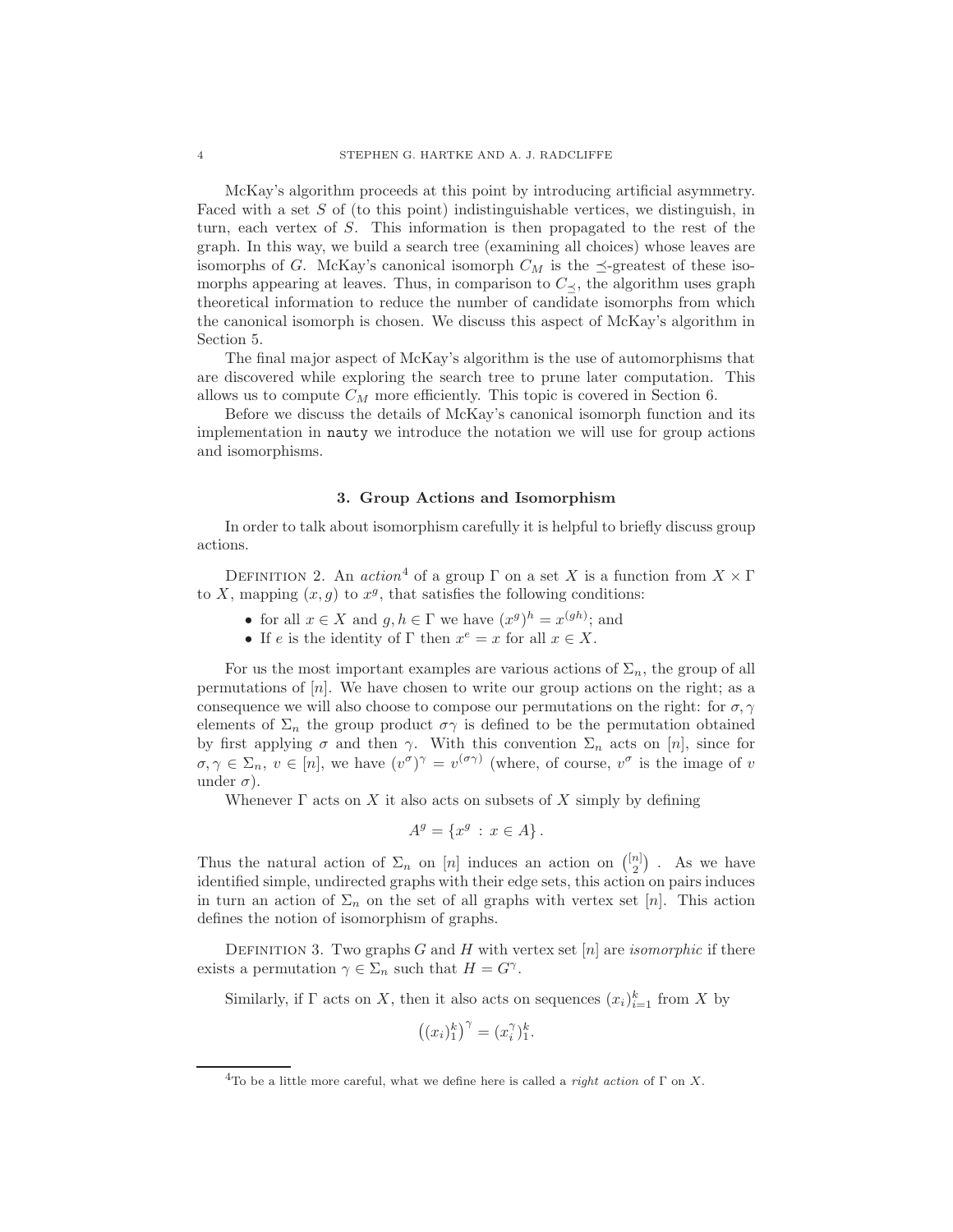McKay's algorithm proceeds at this point by introducing artificial asymmetry. Faced with a set $S$ of (to this point) indistinguishable vertices, we distinguish, in turn, each vertex of $S$. This information is then propagated to the rest of the graph. In this way, we build a search tree (examining all choices) whose leaves are isomorphs of $G$. McKay's canonical isomorph $C_M$ is the $\preceq$-greatest of these isomorphs appearing at leaves. Thus, in comparison to $C_\preceq$, the algorithm uses graph theoretical information to reduce the number of candidate isomorphs from which the canonical isomorph is chosen. We discuss this aspect of McKay's algorithm in Section 5.

The final major aspect of McKay's algorithm is the use of automorphisms that are discovered while exploring the search tree to prune later computation. This allows us to compute $C_M$ more efficiently. This topic is covered in Section 6.

Before we discuss the details of McKay's canonical isomorph function and its implementation in `nauty` we introduce the notation we will use for group actions and isomorphisms.

## 3. Group Actions and Isomorphism

In order to talk about isomorphism carefully it is helpful to briefly discuss group actions.

DEFINITION 2. An *action*[4] of a group $\Gamma$ on a set $X$ is a function from $X \times \Gamma$ to $X$, mapping $(x, g)$ to $x^g$, that satisfies the following conditions:

- for all $x \in X$ and $g, h \in \Gamma$ we have $(x^g)^h = x^{(gh)}$; and
- If $e$ is the identity of $\Gamma$ then $x^e = x$ for all $x \in X$.

For us the most important examples are various actions of $\Sigma_n$, the group of all permutations of $[n]$. We have chosen to write our group actions on the right; as a consequence we will also choose to compose our permutations on the right: for $\sigma, \gamma$ elements of $\Sigma_n$ the group product $\sigma\gamma$ is defined to be the permutation obtained by first applying $\sigma$ and then $\gamma$. With this convention $\Sigma_n$ acts on $[n]$, since for $\sigma, \gamma \in \Sigma_n$, $v \in [n]$, we have $(v^\sigma)^\gamma = v^{(\sigma\gamma)}$ (where, of course, $v^\sigma$ is the image of $v$ under $\sigma$).

Whenever $\Gamma$ acts on $X$ it also acts on subsets of $X$ simply by defining

$$A^g = \{x^g \,:\, x \in A\}\,.$$

Thus the natural action of $\Sigma_n$ on $[n]$ induces an action on $\binom{[n]}{2}$ . As we have identified simple, undirected graphs with their edge sets, this action on pairs induces in turn an action of $\Sigma_n$ on the set of all graphs with vertex set $[n]$. This action defines the notion of isomorphism of graphs.

DEFINITION 3. Two graphs $G$ and $H$ with vertex set $[n]$ are *isomorphic* if there exists a permutation $\gamma \in \Sigma_n$ such that $H = G^\gamma$.

Similarly, if $\Gamma$ acts on $X$, then it also acts on sequences $(x_i)_{i=1}^k$ from $X$ by

$$\big((x_i)_1^k\big)^\gamma = (x_i^\gamma)_1^k.$$

[4]To be a little more careful, what we define here is called a *right action* of $\Gamma$ on $X$.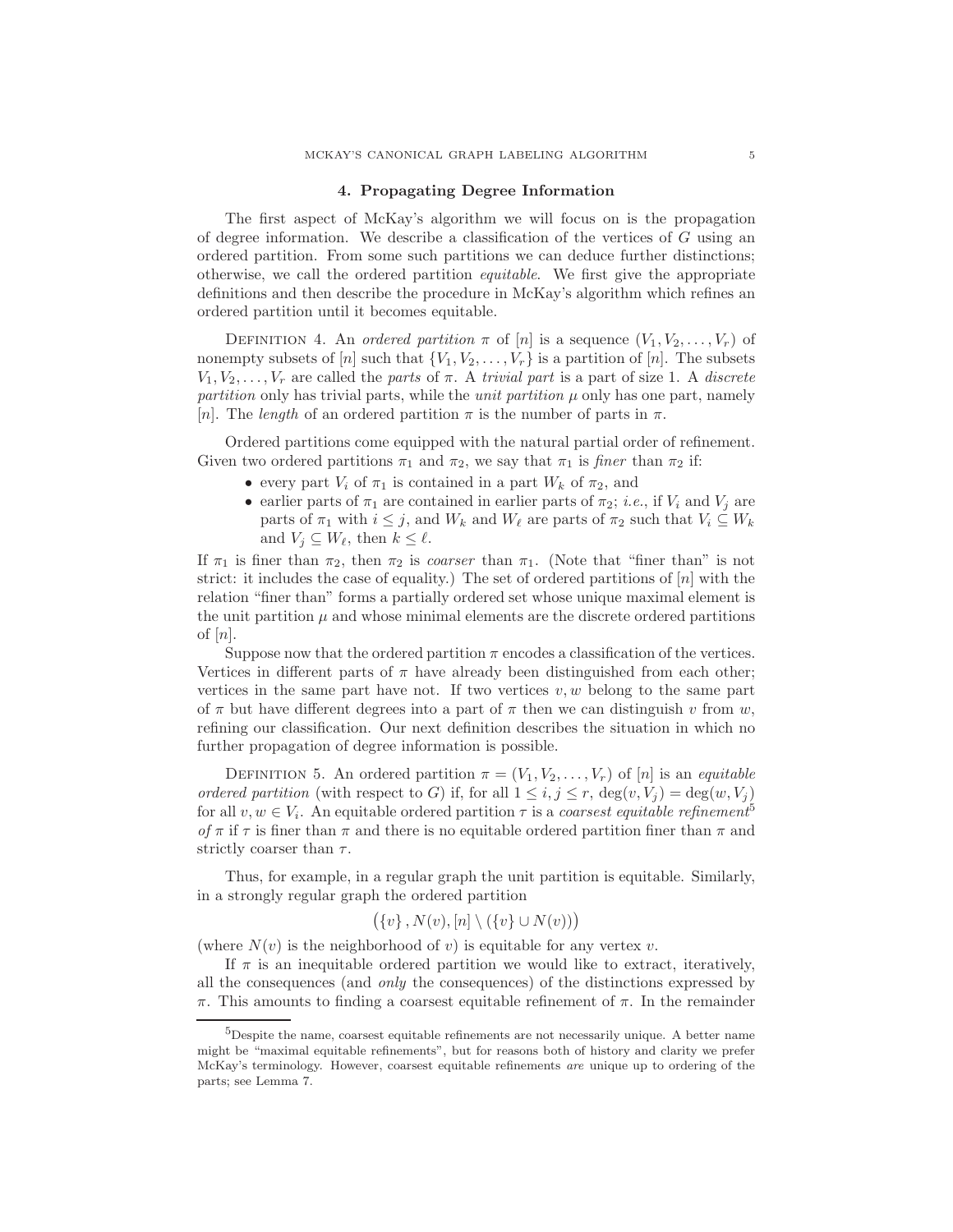## 4. Propagating Degree Information

The first aspect of McKay's algorithm we will focus on is the propagation of degree information. We describe a classification of the vertices of $G$ using an ordered partition. From some such partitions we can deduce further distinctions; otherwise, we call the ordered partition *equitable*. We first give the appropriate definitions and then describe the procedure in McKay's algorithm which refines an ordered partition until it becomes equitable.

Definition 4. An *ordered partition* $\pi$ of $[n]$ is a sequence $(V_1, V_2, \ldots, V_r)$ of nonempty subsets of $[n]$ such that $\{V_1, V_2, \ldots, V_r\}$ is a partition of $[n]$. The subsets $V_1, V_2, \ldots, V_r$ are called the *parts* of $\pi$. A *trivial part* is a part of size 1. A *discrete partition* only has trivial parts, while the *unit partition* $\mu$ only has one part, namely $[n]$. The *length* of an ordered partition $\pi$ is the number of parts in $\pi$.

Ordered partitions come equipped with the natural partial order of refinement. Given two ordered partitions $\pi_1$ and $\pi_2$, we say that $\pi_1$ is *finer* than $\pi_2$ if:

- every part $V_i$ of $\pi_1$ is contained in a part $W_k$ of $\pi_2$, and
- earlier parts of $\pi_1$ are contained in earlier parts of $\pi_2$; *i.e.*, if $V_i$ and $V_j$ are parts of $\pi_1$ with $i \leq j$, and $W_k$ and $W_\ell$ are parts of $\pi_2$ such that $V_i \subseteq W_k$ and $V_j \subseteq W_\ell$, then $k \leq \ell$.

If $\pi_1$ is finer than $\pi_2$, then $\pi_2$ is *coarser* than $\pi_1$. (Note that "finer than" is not strict: it includes the case of equality.) The set of ordered partitions of $[n]$ with the relation "finer than" forms a partially ordered set whose unique maximal element is the unit partition $\mu$ and whose minimal elements are the discrete ordered partitions of $[n]$.

Suppose now that the ordered partition $\pi$ encodes a classification of the vertices. Vertices in different parts of $\pi$ have already been distinguished from each other; vertices in the same part have not. If two vertices $v, w$ belong to the same part of $\pi$ but have different degrees into a part of $\pi$ then we can distinguish $v$ from $w$, refining our classification. Our next definition describes the situation in which no further propagation of degree information is possible.

Definition 5. An ordered partition $\pi = (V_1, V_2, \ldots, V_r)$ of $[n]$ is an *equitable ordered partition* (with respect to $G$) if, for all $1 \leq i, j \leq r$, $\deg(v, V_j) = \deg(w, V_j)$ for all $v, w \in V_i$. An equitable ordered partition $\tau$ is a *coarsest equitable refinement*[5] *of* $\pi$ if $\tau$ is finer than $\pi$ and there is no equitable ordered partition finer than $\pi$ and strictly coarser than $\tau$.

Thus, for example, in a regular graph the unit partition is equitable. Similarly, in a strongly regular graph the ordered partition

$$\left(\{v\}, N(v), [n] \setminus (\{v\} \cup N(v))\right)$$

(where $N(v)$ is the neighborhood of $v$) is equitable for any vertex $v$.

If $\pi$ is an inequitable ordered partition we would like to extract, iteratively, all the consequences (and *only* the consequences) of the distinctions expressed by $\pi$. This amounts to finding a coarsest equitable refinement of $\pi$. In the remainder

[5]Despite the name, coarsest equitable refinements are not necessarily unique. A better name might be "maximal equitable refinements", but for reasons both of history and clarity we prefer McKay's terminology. However, coarsest equitable refinements *are* unique up to ordering of the parts; see Lemma 7.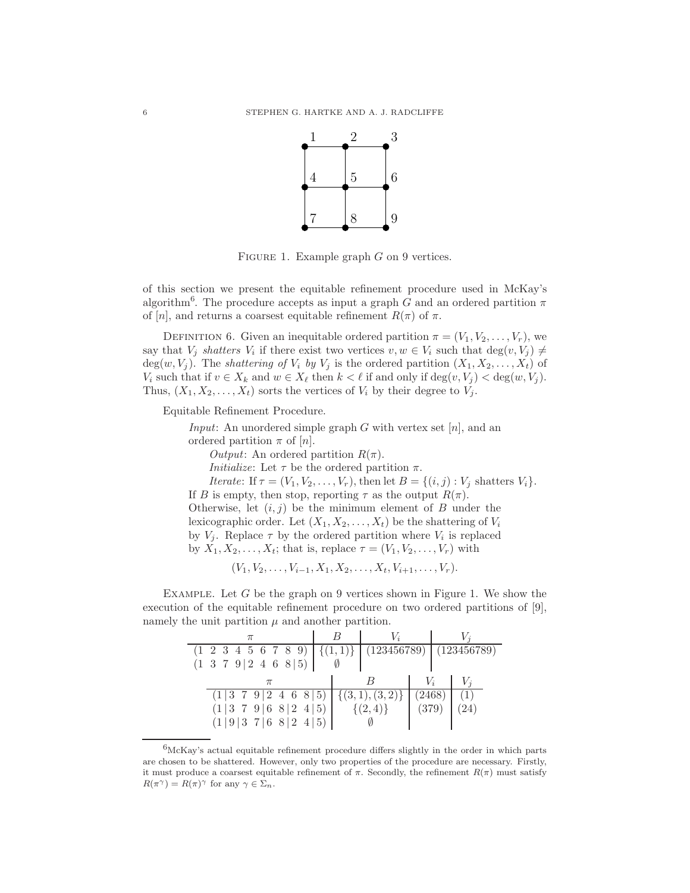FIGURE 1. Example graph $G$ on 9 vertices.

of this section we present the equitable refinement procedure used in McKay's algorithm[6]. The procedure accepts as input a graph $G$ and an ordered partition $\pi$ of $[n]$, and returns a coarsest equitable refinement $R(\pi)$ of $\pi$.

DEFINITION 6. Given an inequitable ordered partition $\pi = (V_1, V_2, \ldots, V_r)$, we say that $V_j$ *shatters* $V_i$ if there exist two vertices $v, w \in V_i$ such that $\deg(v, V_j) \neq \deg(w, V_j)$. The *shattering of* $V_i$ *by* $V_j$ is the ordered partition $(X_1, X_2, \ldots, X_t)$ of $V_i$ such that if $v \in X_k$ and $w \in X_\ell$ then $k < \ell$ if and only if $\deg(v, V_j) < \deg(w, V_j)$. Thus, $(X_1, X_2, \ldots, X_t)$ sorts the vertices of $V_i$ by their degree to $V_j$.

Equitable Refinement Procedure.

> *Input*: An unordered simple graph $G$ with vertex set $[n]$, and an ordered partition $\pi$ of $[n]$.
>
> *Output*: An ordered partition $R(\pi)$.
>
> *Initialize*: Let $\tau$ be the ordered partition $\pi$.
>
> *Iterate*: If $\tau = (V_1, V_2, \ldots, V_r)$, then let $B = \{(i,j) : V_j \text{ shatters } V_i\}$. If $B$ is empty, then stop, reporting $\tau$ as the output $R(\pi)$. Otherwise, let $(i,j)$ be the minimum element of $B$ under the lexicographic order. Let $(X_1, X_2, \ldots, X_t)$ be the shattering of $V_i$ by $V_j$. Replace $\tau$ by the ordered partition where $V_i$ is replaced by $X_1, X_2, \ldots, X_t$; that is, replace $\tau = (V_1, V_2, \ldots, V_r)$ with
>
> $$(V_1, V_2, \ldots, V_{i-1}, X_1, X_2, \ldots, X_t, V_{i+1}, \ldots, V_r).$$

EXAMPLE. Let $G$ be the graph on 9 vertices shown in Figure 1. We show the execution of the equitable refinement procedure on two ordered partitions of [9], namely the unit partition $\mu$ and another partition.

| $\pi$ | $B$ | $V_i$ | $V_j$ |
|---|---|---|---|
| $(1\ 2\ 3\ 4\ 5\ 6\ 7\ 8\ 9)$ | $\{(1,1)\}$ | $(123456789)$ | $(123456789)$ |
| $(1\ 3\ 7\ 9 \mid 2\ 4\ 6\ 8 \mid 5)$ | $\emptyset$ | | |

| $\pi$ | $B$ | $V_i$ | $V_j$ |
|---|---|---|---|
| $(1 \mid 3\ 7\ 9 \mid 2\ 4\ 6\ 8 \mid 5)$ | $\{(3,1),(3,2)\}$ | $(2468)$ | $(1)$ |
| $(1 \mid 3\ 7\ 9 \mid 6\ 8 \mid 2\ 4 \mid 5)$ | $\{(2,4)\}$ | $(379)$ | $(24)$ |
| $(1 \mid 9 \mid 3\ 7 \mid 6\ 8 \mid 2\ 4 \mid 5)$ | $\emptyset$ | | |

[6]McKay's actual equitable refinement procedure differs slightly in the order in which parts are chosen to be shattered. However, only two properties of the procedure are necessary. Firstly, it must produce a coarsest equitable refinement of $\pi$. Secondly, the refinement $R(\pi)$ must satisfy $R(\pi^\gamma) = R(\pi)^\gamma$ for any $\gamma \in \Sigma_n$.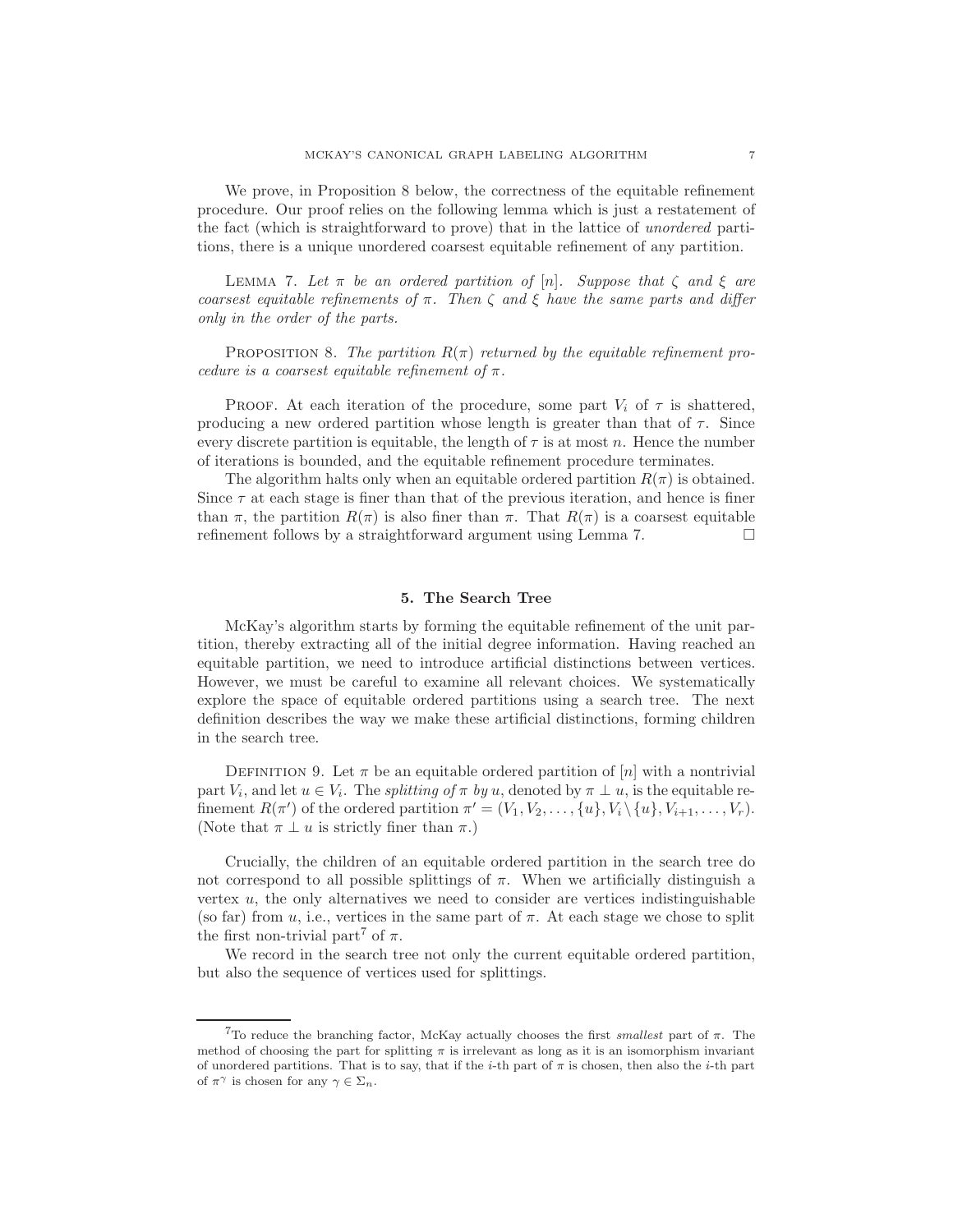We prove, in Proposition 8 below, the correctness of the equitable refinement procedure. Our proof relies on the following lemma which is just a restatement of the fact (which is straightforward to prove) that in the lattice of *unordered* partitions, there is a unique unordered coarsest equitable refinement of any partition.

LEMMA 7. *Let $\pi$ be an ordered partition of $[n]$. Suppose that $\zeta$ and $\xi$ are coarsest equitable refinements of $\pi$. Then $\zeta$ and $\xi$ have the same parts and differ only in the order of the parts.*

PROPOSITION 8. *The partition $R(\pi)$ returned by the equitable refinement procedure is a coarsest equitable refinement of $\pi$.*

PROOF. At each iteration of the procedure, some part $V_i$ of $\tau$ is shattered, producing a new ordered partition whose length is greater than that of $\tau$. Since every discrete partition is equitable, the length of $\tau$ is at most $n$. Hence the number of iterations is bounded, and the equitable refinement procedure terminates.

The algorithm halts only when an equitable ordered partition $R(\pi)$ is obtained. Since $\tau$ at each stage is finer than that of the previous iteration, and hence is finer than $\pi$, the partition $R(\pi)$ is also finer than $\pi$. That $R(\pi)$ is a coarsest equitable refinement follows by a straightforward argument using Lemma 7. □

## 5. The Search Tree

McKay's algorithm starts by forming the equitable refinement of the unit partition, thereby extracting all of the initial degree information. Having reached an equitable partition, we need to introduce artificial distinctions between vertices. However, we must be careful to examine all relevant choices. We systematically explore the space of equitable ordered partitions using a search tree. The next definition describes the way we make these artificial distinctions, forming children in the search tree.

DEFINITION 9. Let $\pi$ be an equitable ordered partition of $[n]$ with a nontrivial part $V_i$, and let $u \in V_i$. The *splitting of $\pi$ by $u$*, denoted by $\pi \perp u$, is the equitable refinement $R(\pi')$ of the ordered partition $\pi' = (V_1, V_2, \ldots, \{u\}, V_i \setminus \{u\}, V_{i+1}, \ldots, V_r)$. (Note that $\pi \perp u$ is strictly finer than $\pi$.)

Crucially, the children of an equitable ordered partition in the search tree do not correspond to all possible splittings of $\pi$. When we artificially distinguish a vertex $u$, the only alternatives we need to consider are vertices indistinguishable (so far) from $u$, i.e., vertices in the same part of $\pi$. At each stage we chose to split the first non-trivial part[7] of $\pi$.

We record in the search tree not only the current equitable ordered partition, but also the sequence of vertices used for splittings.

---

[7] To reduce the branching factor, McKay actually chooses the first *smallest* part of $\pi$. The method of choosing the part for splitting $\pi$ is irrelevant as long as it is an isomorphism invariant of unordered partitions. That is to say, that if the $i$-th part of $\pi$ is chosen, then also the $i$-th part of $\pi^\gamma$ is chosen for any $\gamma \in \Sigma_n$.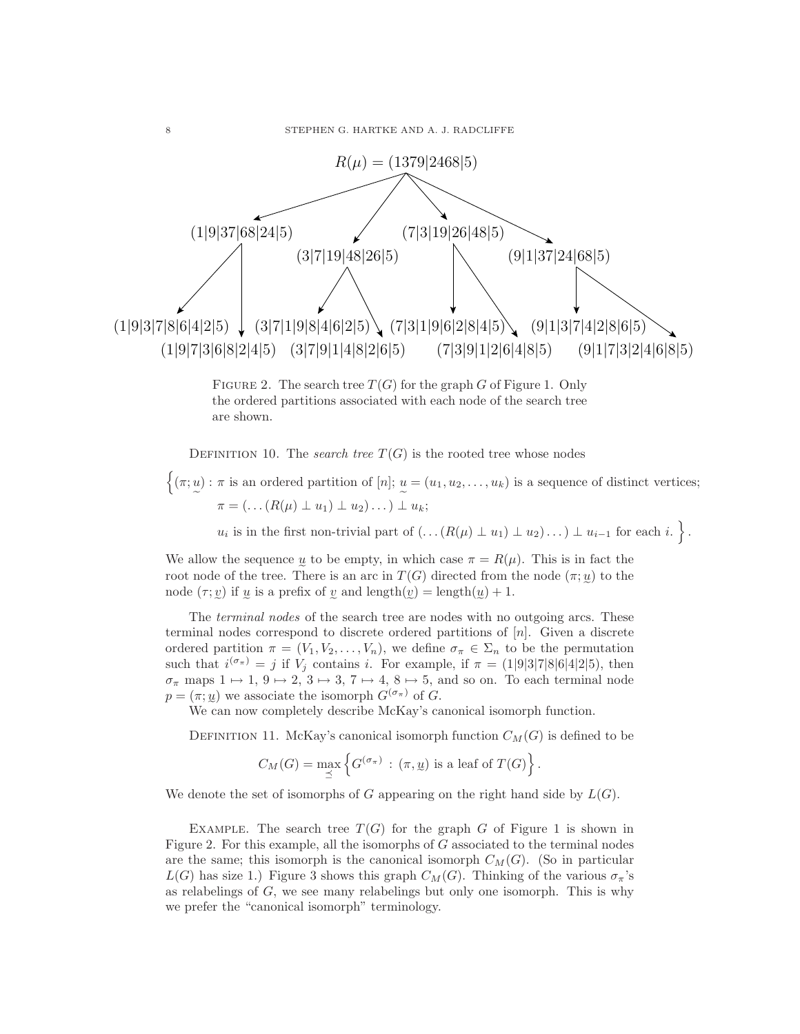$R(\mu) = (1379|2468|5)$

(1|9|37|68|24|5) (3|7|19|48|26|5) (7|3|19|26|48|5) (9|1|37|24|68|5)

(1|9|3|7|8|6|4|2|5) (1|9|7|3|6|8|2|4|5) (3|7|1|9|8|4|6|2|5) (3|7|9|1|4|8|2|6|5) (7|3|1|9|6|2|8|4|5) (7|3|9|1|2|6|4|8|5) (9|1|3|7|4|2|8|6|5) (9|1|7|3|2|4|6|8|5)

FIGURE 2. The search tree $T(G)$ for the graph $G$ of Figure 1. Only the ordered partitions associated with each node of the search tree are shown.

DEFINITION 10. The *search tree* $T(G)$ is the rooted tree whose nodes

$$\Big\{(\pi;\underset{\sim}{u}) : \pi \text{ is an ordered partition of } [n];\ \underset{\sim}{u} = (u_1, u_2, \ldots, u_k) \text{ is a sequence of distinct vertices;}$$
$$\pi = (\ldots(R(\mu) \perp u_1) \perp u_2)\ldots) \perp u_k;$$
$$u_i \text{ is in the first non-trivial part of } (\ldots(R(\mu) \perp u_1) \perp u_2)\ldots) \perp u_{i-1} \text{ for each } i.\Big\}.$$

We allow the sequence $\underset{\sim}{u}$ to be empty, in which case $\pi = R(\mu)$. This is in fact the root node of the tree. There is an arc in $T(G)$ directed from the node $(\pi;\underset{\sim}{u})$ to the node $(\tau;\underset{\sim}{v})$ if $\underset{\sim}{u}$ is a prefix of $\underset{\sim}{v}$ and $\text{length}(\underset{\sim}{v}) = \text{length}(\underset{\sim}{u}) + 1$.

The *terminal nodes* of the search tree are nodes with no outgoing arcs. These terminal nodes correspond to discrete ordered partitions of $[n]$. Given a discrete ordered partition $\pi = (V_1, V_2, \ldots, V_n)$, we define $\sigma_\pi \in \Sigma_n$ to be the permutation such that $i^{(\sigma_\pi)} = j$ if $V_j$ contains $i$. For example, if $\pi = (1|9|3|7|8|6|4|2|5)$, then $\sigma_\pi$ maps $1 \mapsto 1$, $9 \mapsto 2$, $3 \mapsto 3$, $7 \mapsto 4$, $8 \mapsto 5$, and so on. To each terminal node $p = (\pi;\underset{\sim}{u})$ we associate the isomorph $G^{(\sigma_\pi)}$ of $G$.

We can now completely describe McKay's canonical isomorph function.

DEFINITION 11. McKay's canonical isomorph function $C_M(G)$ is defined to be

$$C_M(G) = \max_{\preceq} \left\{ G^{(\sigma_\pi)} : (\pi, \underset{\sim}{u}) \text{ is a leaf of } T(G) \right\}.$$

We denote the set of isomorphs of $G$ appearing on the right hand side by $L(G)$.

EXAMPLE. The search tree $T(G)$ for the graph $G$ of Figure 1 is shown in Figure 2. For this example, all the isomorphs of $G$ associated to the terminal nodes are the same; this isomorph is the canonical isomorph $C_M(G)$. (So in particular $L(G)$ has size 1.) Figure 3 shows this graph $C_M(G)$. Thinking of the various $\sigma_\pi$'s as relabelings of $G$, we see many relabelings but only one isomorph. This is why we prefer the "canonical isomorph" terminology.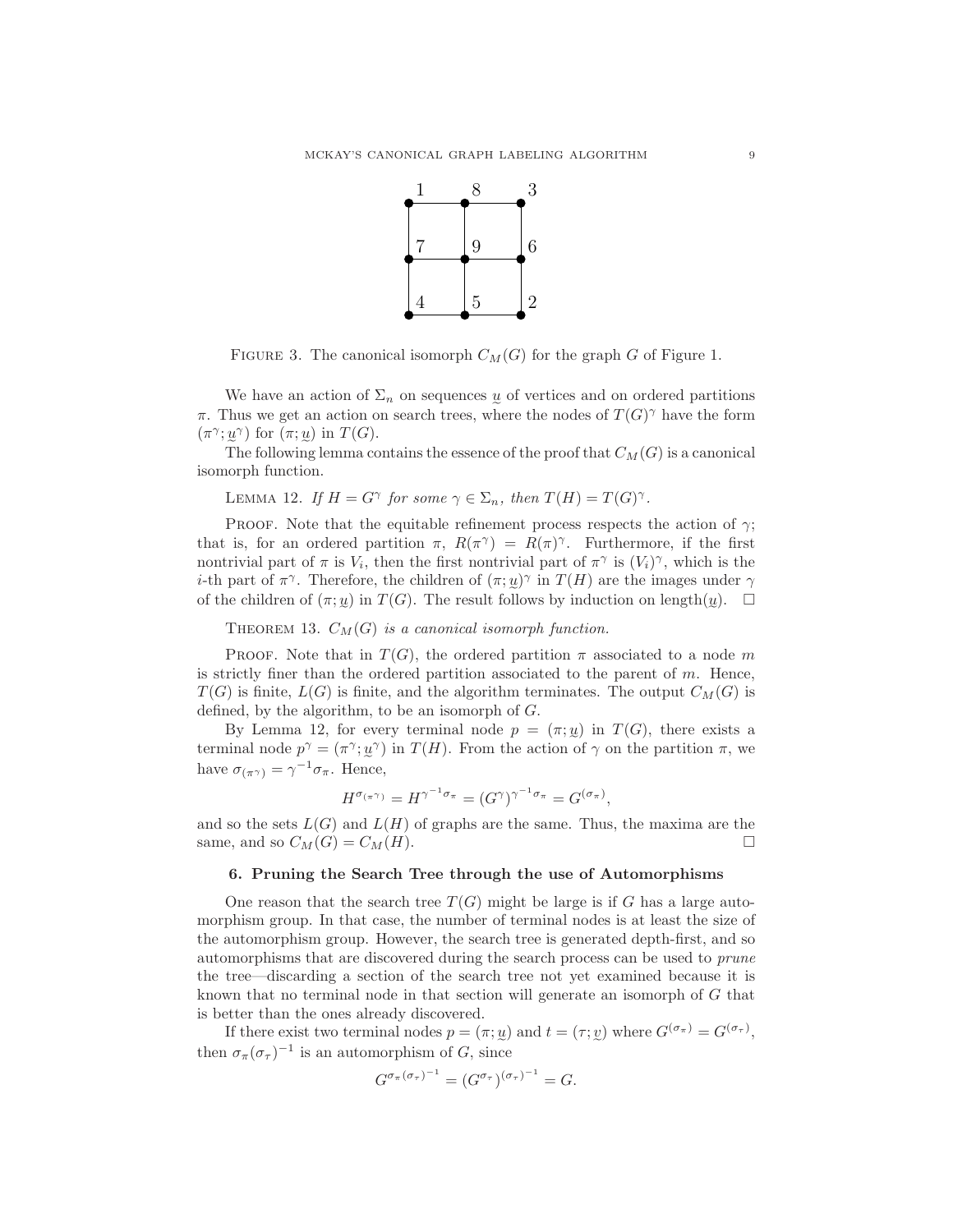FIGURE 3. The canonical isomorph $C_M(G)$ for the graph $G$ of Figure 1.

We have an action of $\Sigma_n$ on sequences $\underset{\sim}{u}$ of vertices and on ordered partitions $\pi$. Thus we get an action on search trees, where the nodes of $T(G)^\gamma$ have the form $(\pi^\gamma; \underset{\sim}{u}^\gamma)$ for $(\pi; \underset{\sim}{u})$ in $T(G)$.

The following lemma contains the essence of the proof that $C_M(G)$ is a canonical isomorph function.

LEMMA 12. *If $H = G^\gamma$ for some $\gamma \in \Sigma_n$, then $T(H) = T(G)^\gamma$.*

PROOF. Note that the equitable refinement process respects the action of $\gamma$; that is, for an ordered partition $\pi$, $R(\pi^\gamma) = R(\pi)^\gamma$. Furthermore, if the first nontrivial part of $\pi$ is $V_i$, then the first nontrivial part of $\pi^\gamma$ is $(V_i)^\gamma$, which is the $i$-th part of $\pi^\gamma$. Therefore, the children of $(\pi; \underset{\sim}{u})^\gamma$ in $T(H)$ are the images under $\gamma$ of the children of $(\pi; \underset{\sim}{u})$ in $T(G)$. The result follows by induction on length$(\underset{\sim}{u})$. □

THEOREM 13. *$C_M(G)$ is a canonical isomorph function.*

PROOF. Note that in $T(G)$, the ordered partition $\pi$ associated to a node $m$ is strictly finer than the ordered partition associated to the parent of $m$. Hence, $T(G)$ is finite, $L(G)$ is finite, and the algorithm terminates. The output $C_M(G)$ is defined, by the algorithm, to be an isomorph of $G$.

By Lemma 12, for every terminal node $p = (\pi; \underset{\sim}{u})$ in $T(G)$, there exists a terminal node $p^\gamma = (\pi^\gamma; \underset{\sim}{u}^\gamma)$ in $T(H)$. From the action of $\gamma$ on the partition $\pi$, we have $\sigma_{(\pi^\gamma)} = \gamma^{-1}\sigma_\pi$. Hence,

$$H^{\sigma_{(\pi^\gamma)}} = H^{\gamma^{-1}\sigma_\pi} = (G^\gamma)^{\gamma^{-1}\sigma_\pi} = G^{(\sigma_\pi)},$$

and so the sets $L(G)$ and $L(H)$ of graphs are the same. Thus, the maxima are the same, and so $C_M(G) = C_M(H)$. □

### 6. Pruning the Search Tree through the use of Automorphisms

One reason that the search tree $T(G)$ might be large is if $G$ has a large automorphism group. In that case, the number of terminal nodes is at least the size of the automorphism group. However, the search tree is generated depth-first, and so automorphisms that are discovered during the search process can be used to *prune* the tree—discarding a section of the search tree not yet examined because it is known that no terminal node in that section will generate an isomorph of $G$ that is better than the ones already discovered.

If there exist two terminal nodes $p = (\pi; \underset{\sim}{u})$ and $t = (\tau; \underset{\sim}{v})$ where $G^{(\sigma_\pi)} = G^{(\sigma_\tau)}$, then $\sigma_\pi(\sigma_\tau)^{-1}$ is an automorphism of $G$, since

$$G^{\sigma_\pi(\sigma_\tau)^{-1}} = (G^{\sigma_\tau})^{(\sigma_\tau)^{-1}} = G.$$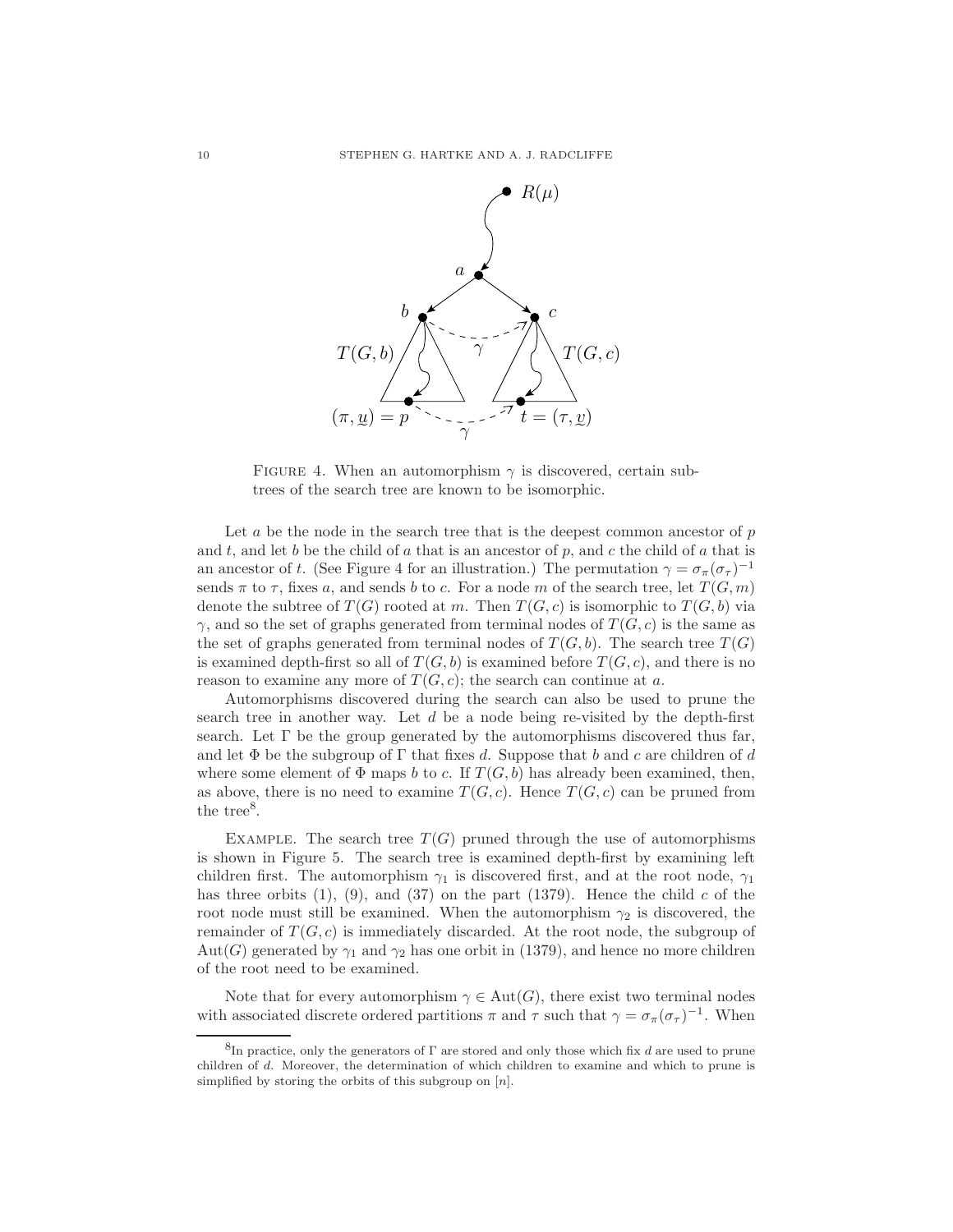FIGURE 4. When an automorphism $\gamma$ is discovered, certain subtrees of the search tree are known to be isomorphic.

Let $a$ be the node in the search tree that is the deepest common ancestor of $p$ and $t$, and let $b$ be the child of $a$ that is an ancestor of $p$, and $c$ the child of $a$ that is an ancestor of $t$. (See Figure 4 for an illustration.) The permutation $\gamma = \sigma_\pi(\sigma_\tau)^{-1}$ sends $\pi$ to $\tau$, fixes $a$, and sends $b$ to $c$. For a node $m$ of the search tree, let $T(G, m)$ denote the subtree of $T(G)$ rooted at $m$. Then $T(G, c)$ is isomorphic to $T(G, b)$ via $\gamma$, and so the set of graphs generated from terminal nodes of $T(G, c)$ is the same as the set of graphs generated from terminal nodes of $T(G, b)$. The search tree $T(G)$ is examined depth-first so all of $T(G, b)$ is examined before $T(G, c)$, and there is no reason to examine any more of $T(G, c)$; the search can continue at $a$.

Automorphisms discovered during the search can also be used to prune the search tree in another way. Let $d$ be a node being re-visited by the depth-first search. Let $\Gamma$ be the group generated by the automorphisms discovered thus far, and let $\Phi$ be the subgroup of $\Gamma$ that fixes $d$. Suppose that $b$ and $c$ are children of $d$ where some element of $\Phi$ maps $b$ to $c$. If $T(G, b)$ has already been examined, then, as above, there is no need to examine $T(G, c)$. Hence $T(G, c)$ can be pruned from the tree[8].

EXAMPLE. The search tree $T(G)$ pruned through the use of automorphisms is shown in Figure 5. The search tree is examined depth-first by examining left children first. The automorphism $\gamma_1$ is discovered first, and at the root node, $\gamma_1$ has three orbits (1), (9), and (37) on the part (1379). Hence the child $c$ of the root node must still be examined. When the automorphism $\gamma_2$ is discovered, the remainder of $T(G, c)$ is immediately discarded. At the root node, the subgroup of $\text{Aut}(G)$ generated by $\gamma_1$ and $\gamma_2$ has one orbit in (1379), and hence no more children of the root need to be examined.

Note that for every automorphism $\gamma \in \text{Aut}(G)$, there exist two terminal nodes with associated discrete ordered partitions $\pi$ and $\tau$ such that $\gamma = \sigma_\pi(\sigma_\tau)^{-1}$. When

[8]In practice, only the generators of $\Gamma$ are stored and only those which fix $d$ are used to prune children of $d$. Moreover, the determination of which children to examine and which to prune is simplified by storing the orbits of this subgroup on $[n]$.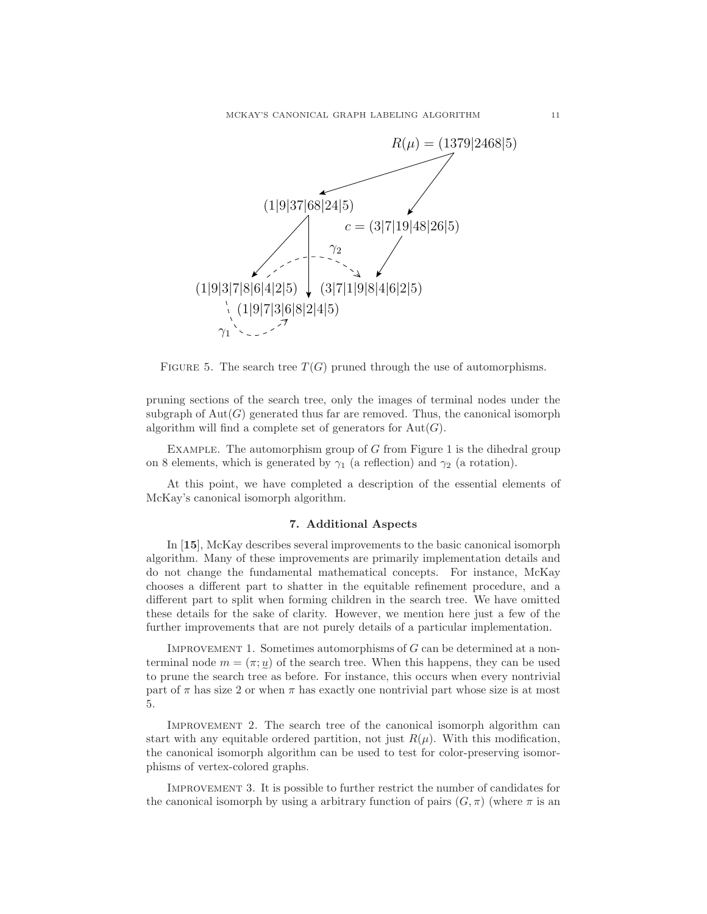$R(\mu) = (1379|2468|5)$

$(1|9|37|68|24|5)$

$c = (3|7|19|48|26|5)$

$\gamma_2$

$(1|9|3|7|8|6|4|2|5)$ $(3|7|1|9|8|4|6|2|5)$

$(1|9|7|3|6|8|2|4|5)$

$\gamma_1$

Figure 5. The search tree $T(G)$ pruned through the use of automorphisms.

pruning sections of the search tree, only the images of terminal nodes under the subgraph of $\mathrm{Aut}(G)$ generated thus far are removed. Thus, the canonical isomorph algorithm will find a complete set of generators for $\mathrm{Aut}(G)$.

Example. The automorphism group of $G$ from Figure 1 is the dihedral group on 8 elements, which is generated by $\gamma_1$ (a reflection) and $\gamma_2$ (a rotation).

At this point, we have completed a description of the essential elements of McKay's canonical isomorph algorithm.

## 7. Additional Aspects

In [**15**], McKay describes several improvements to the basic canonical isomorph algorithm. Many of these improvements are primarily implementation details and do not change the fundamental mathematical concepts. For instance, McKay chooses a different part to shatter in the equitable refinement procedure, and a different part to split when forming children in the search tree. We have omitted these details for the sake of clarity. However, we mention here just a few of the further improvements that are not purely details of a particular implementation.

Improvement 1. Sometimes automorphisms of $G$ can be determined at a nonterminal node $m = (\pi; \underline{u})$ of the search tree. When this happens, they can be used to prune the search tree as before. For instance, this occurs when every nontrivial part of $\pi$ has size 2 or when $\pi$ has exactly one nontrivial part whose size is at most 5.

Improvement 2. The search tree of the canonical isomorph algorithm can start with any equitable ordered partition, not just $R(\mu)$. With this modification, the canonical isomorph algorithm can be used to test for color-preserving isomorphisms of vertex-colored graphs.

Improvement 3. It is possible to further restrict the number of candidates for the canonical isomorph by using a arbitrary function of pairs $(G, \pi)$ (where $\pi$ is an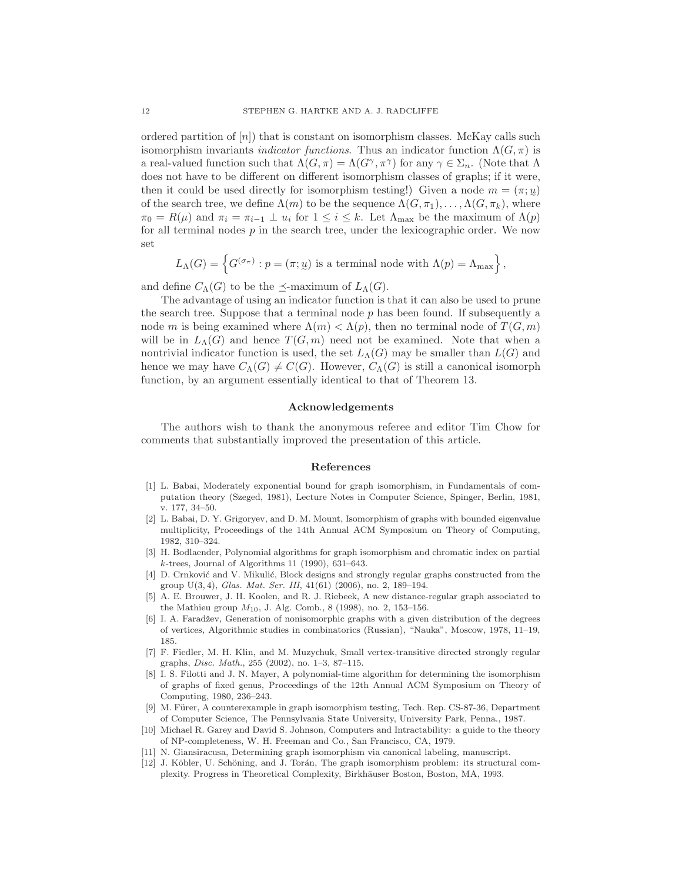ordered partition of $[n]$) that is constant on isomorphism classes. McKay calls such isomorphism invariants *indicator functions*. Thus an indicator function $\Lambda(G,\pi)$ is a real-valued function such that $\Lambda(G,\pi) = \Lambda(G^\gamma, \pi^\gamma)$ for any $\gamma \in \Sigma_n$. (Note that $\Lambda$ does not have to be different on different isomorphism classes of graphs; if it were, then it could be used directly for isomorphism testing!) Given a node $m = (\pi; \underset{\sim}{u})$ of the search tree, we define $\Lambda(m)$ to be the sequence $\Lambda(G,\pi_1), \ldots, \Lambda(G,\pi_k)$, where $\pi_0 = R(\mu)$ and $\pi_i = \pi_{i-1} \perp u_i$ for $1 \leq i \leq k$. Let $\Lambda_{\max}$ be the maximum of $\Lambda(p)$ for all terminal nodes $p$ in the search tree, under the lexicographic order. We now set

$$L_\Lambda(G) = \left\{ G^{(\sigma_\pi)} : p = (\pi; \underset{\sim}{u}) \text{ is a terminal node with } \Lambda(p) = \Lambda_{\max} \right\},$$

and define $C_\Lambda(G)$ to be the $\preceq$-maximum of $L_\Lambda(G)$.

The advantage of using an indicator function is that it can also be used to prune the search tree. Suppose that a terminal node $p$ has been found. If subsequently a node $m$ is being examined where $\Lambda(m) < \Lambda(p)$, then no terminal node of $T(G,m)$ will be in $L_\Lambda(G)$ and hence $T(G,m)$ need not be examined. Note that when a nontrivial indicator function is used, the set $L_\Lambda(G)$ may be smaller than $L(G)$ and hence we may have $C_\Lambda(G) \neq C(G)$. However, $C_\Lambda(G)$ is still a canonical isomorph function, by an argument essentially identical to that of Theorem 13.

## Acknowledgements

The authors wish to thank the anonymous referee and editor Tim Chow for comments that substantially improved the presentation of this article.

## References

[1] L. Babai, Moderately exponential bound for graph isomorphism, in Fundamentals of computation theory (Szeged, 1981), Lecture Notes in Computer Science, Spinger, Berlin, 1981, v. 177, 34–50.

[2] L. Babai, D. Y. Grigoryev, and D. M. Mount, Isomorphism of graphs with bounded eigenvalue multiplicity, Proceedings of the 14th Annual ACM Symposium on Theory of Computing, 1982, 310–324.

[3] H. Bodlaender, Polynomial algorithms for graph isomorphism and chromatic index on partial $k$-trees, Journal of Algorithms 11 (1990), 631–643.

[4] D. Crnković and V. Mikulić, Block designs and strongly regular graphs constructed from the group U(3, 4), *Glas. Mat. Ser. III*, 41(61) (2006), no. 2, 189–194.

[5] A. E. Brouwer, J. H. Koolen, and R. J. Riebeek, A new distance-regular graph associated to the Mathieu group $M_{10}$, J. Alg. Comb., 8 (1998), no. 2, 153–156.

[6] I. A. Faradžev, Generation of nonisomorphic graphs with a given distribution of the degrees of vertices, Algorithmic studies in combinatorics (Russian), "Nauka", Moscow, 1978, 11–19, 185.

[7] F. Fiedler, M. H. Klin, and M. Muzychuk, Small vertex-transitive directed strongly regular graphs, *Disc. Math.*, 255 (2002), no. 1–3, 87–115.

[8] I. S. Filotti and J. N. Mayer, A polynomial-time algorithm for determining the isomorphism of graphs of fixed genus, Proceedings of the 12th Annual ACM Symposium on Theory of Computing, 1980, 236–243.

[9] M. Fürer, A counterexample in graph isomorphism testing, Tech. Rep. CS-87-36, Department of Computer Science, The Pennsylvania State University, University Park, Penna., 1987.

[10] Michael R. Garey and David S. Johnson, Computers and Intractability: a guide to the theory of NP-completeness, W. H. Freeman and Co., San Francisco, CA, 1979.

[11] N. Giansiracusa, Determining graph isomorphism via canonical labeling, manuscript.

[12] J. Köbler, U. Schöning, and J. Torán, The graph isomorphism problem: its structural complexity. Progress in Theoretical Complexity, Birkhäuser Boston, Boston, MA, 1993.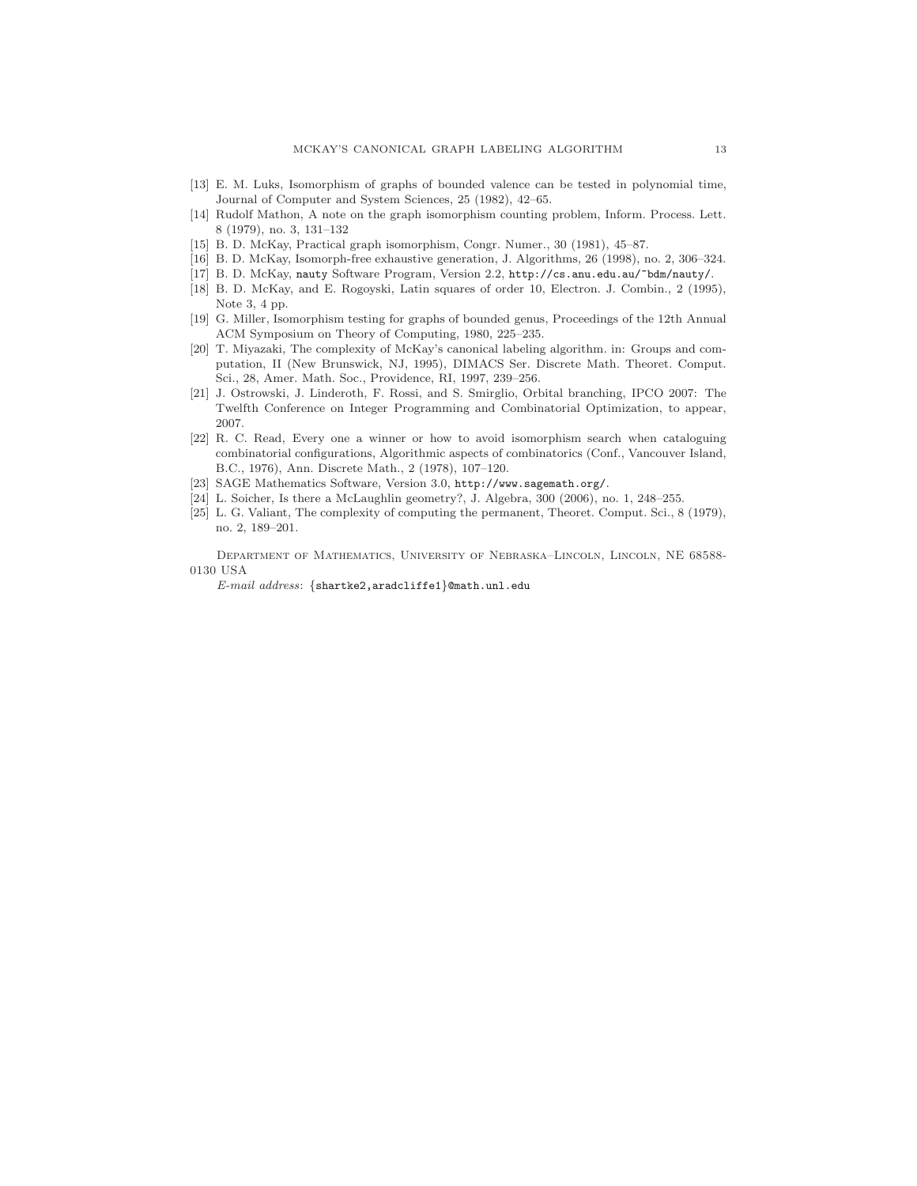[13] E. M. Luks, Isomorphism of graphs of bounded valence can be tested in polynomial time, Journal of Computer and System Sciences, 25 (1982), 42–65.

[14] Rudolf Mathon, A note on the graph isomorphism counting problem, Inform. Process. Lett. 8 (1979), no. 3, 131–132

[15] B. D. McKay, Practical graph isomorphism, Congr. Numer., 30 (1981), 45–87.

[16] B. D. McKay, Isomorph-free exhaustive generation, J. Algorithms, 26 (1998), no. 2, 306–324.

[17] B. D. McKay, `nauty` Software Program, Version 2.2, `http://cs.anu.edu.au/~bdm/nauty/`.

[18] B. D. McKay, and E. Rogoyski, Latin squares of order 10, Electron. J. Combin., 2 (1995), Note 3, 4 pp.

[19] G. Miller, Isomorphism testing for graphs of bounded genus, Proceedings of the 12th Annual ACM Symposium on Theory of Computing, 1980, 225–235.

[20] T. Miyazaki, The complexity of McKay's canonical labeling algorithm. in: Groups and computation, II (New Brunswick, NJ, 1995), DIMACS Ser. Discrete Math. Theoret. Comput. Sci., 28, Amer. Math. Soc., Providence, RI, 1997, 239–256.

[21] J. Ostrowski, J. Linderoth, F. Rossi, and S. Smirglio, Orbital branching, IPCO 2007: The Twelfth Conference on Integer Programming and Combinatorial Optimization, to appear, 2007.

[22] R. C. Read, Every one a winner or how to avoid isomorphism search when cataloguing combinatorial configurations, Algorithmic aspects of combinatorics (Conf., Vancouver Island, B.C., 1976), Ann. Discrete Math., 2 (1978), 107–120.

[23] SAGE Mathematics Software, Version 3.0, `http://www.sagemath.org/`.

[24] L. Soicher, Is there a McLaughlin geometry?, J. Algebra, 300 (2006), no. 1, 248–255.

[25] L. G. Valiant, The complexity of computing the permanent, Theoret. Comput. Sci., 8 (1979), no. 2, 189–201.

Department of Mathematics, University of Nebraska–Lincoln, Lincoln, NE 68588-0130 USA

*E-mail address*: `{shartke2,aradcliffe1}@math.unl.edu`